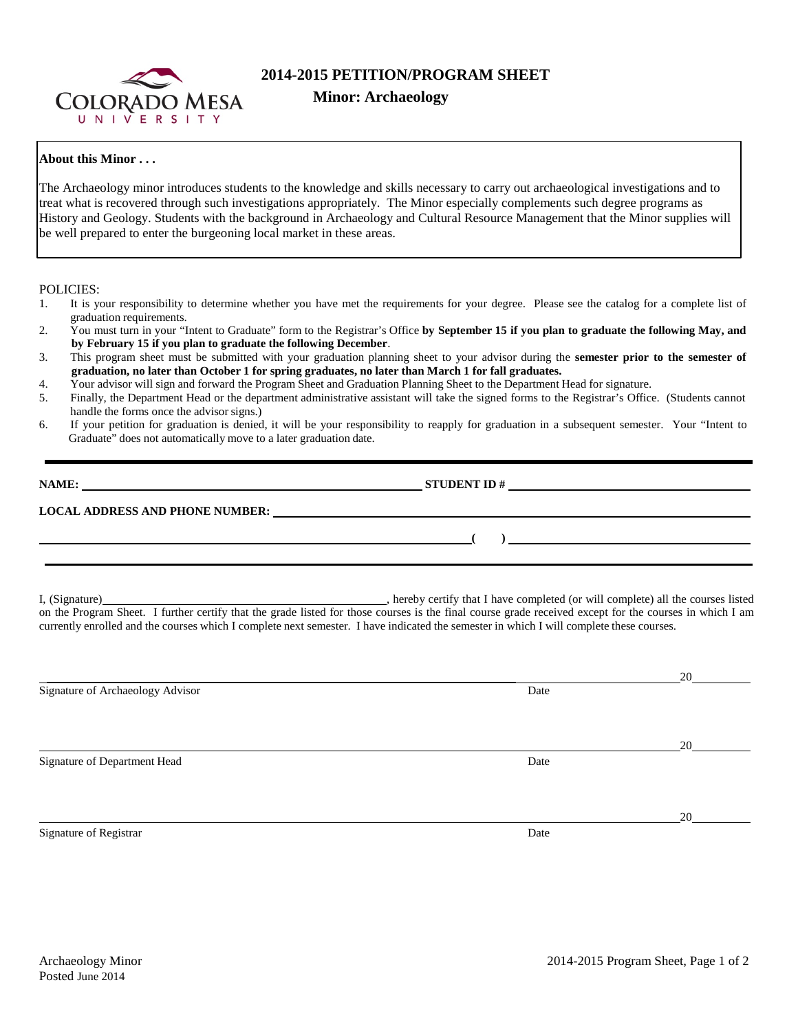# 2014-2015 PETITION/PROGRAM SHEET

## Minor: Archaeology

**About this Minor . . .**

The Archaeology minor introduces students to the knowledge and skills necessary to carry out archaeological investigations and to treat what is recovered through such investigations appropriately. The Minor especially complements such degree programs as History and Geology. Students with the background in Archaeology and Cultural Resource Management that the Minor supplies will be well prepared to enter the burgeoning local market in these areas.

POLICIES:

1. It is your responsibility to determine whether you have met the requirements for your degree. Please see the catalog for a complete list of graduation requirements.
2. You must turn in your "Intent to Graduate" form to the Registrar's Office **by September 15 if you plan to graduate the following May, and by February 15 if you plan to graduate the following December**.
3. This program sheet must be submitted with your graduation planning sheet to your advisor during the **semester prior to the semester of graduation, no later than October 1 for spring graduates, no later than March 1 for fall graduates.**
4. Your advisor will sign and forward the Program Sheet and Graduation Planning Sheet to the Department Head for signature.
5. Finally, the Department Head or the department administrative assistant will take the signed forms to the Registrar's Office. (Students cannot handle the forms once the advisor signs.)
6. If your petition for graduation is denied, it will be your responsibility to reapply for graduation in a subsequent semester. Your "Intent to Graduate" does not automatically move to a later graduation date.

---

**NAME:** ______________________________ **STUDENT ID #** ______________________________

**LOCAL ADDRESS AND PHONE NUMBER:** ______________________________

______________________________ **(    )** ______________________________

---

I, (Signature)______________________________, hereby certify that I have completed (or will complete) all the courses listed on the Program Sheet. I further certify that the grade listed for those courses is the final course grade received except for the courses in which I am currently enrolled and the courses which I complete next semester. I have indicated the semester in which I will complete these courses.

______________________________ 20______
Signature of Archaeology Advisor Date

______________________________ 20______
Signature of Department Head Date

______________________________ 20______
Signature of Registrar Date

Archaeology Minor
Posted June 2014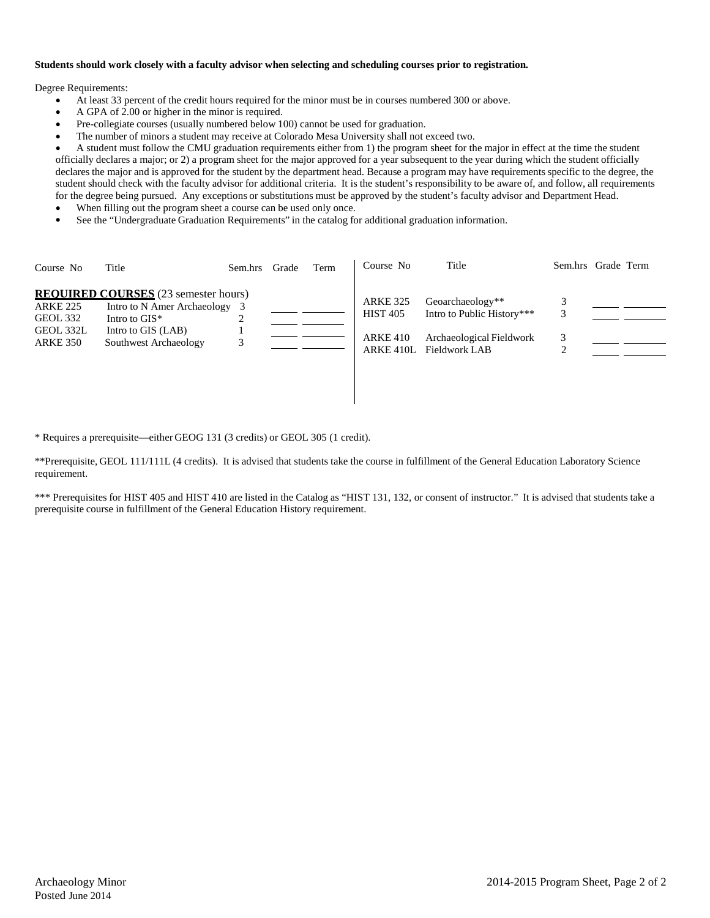**Students should work closely with a faculty advisor when selecting and scheduling courses prior to registration.**

Degree Requirements:

- At least 33 percent of the credit hours required for the minor must be in courses numbered 300 or above.
- A GPA of 2.00 or higher in the minor is required.
- Pre-collegiate courses (usually numbered below 100) cannot be used for graduation.
- The number of minors a student may receive at Colorado Mesa University shall not exceed two.
- A student must follow the CMU graduation requirements either from 1) the program sheet for the major in effect at the time the student officially declares a major; or 2) a program sheet for the major approved for a year subsequent to the year during which the student officially declares the major and is approved for the student by the department head. Because a program may have requirements specific to the degree, the student should check with the faculty advisor for additional criteria. It is the student's responsibility to be aware of, and follow, all requirements for the degree being pursued. Any exceptions or substitutions must be approved by the student's faculty advisor and Department Head.
- When filling out the program sheet a course can be used only once.
- See the "Undergraduate Graduation Requirements" in the catalog for additional graduation information.

**REQUIRED COURSES** (23 semester hours)

| Course No | Title | Sem.hrs | Grade | Term |
|---|---|---|---|---|
| ARKE 225 | Intro to N Amer Archaeology | 3 | | |
| GEOL 332 | Intro to GIS* | 2 | | |
| GEOL 332L | Intro to GIS (LAB) | 1 | | |
| ARKE 350 | Southwest Archaeology | 3 | | |
| ARKE 325 | Geoarchaeology** | 3 | | |
| HIST 405 | Intro to Public History*** | 3 | | |
| ARKE 410 | Archaeological Fieldwork | 3 | | |
| ARKE 410L | Fieldwork LAB | 2 | | |

\* Requires a prerequisite—either GEOG 131 (3 credits) or GEOL 305 (1 credit).

**Prerequisite, GEOL 111/111L (4 credits). It is advised that students take the course in fulfillment of the General Education Laboratory Science requirement.

*** Prerequisites for HIST 405 and HIST 410 are listed in the Catalog as "HIST 131, 132, or consent of instructor." It is advised that students take a prerequisite course in fulfillment of the General Education History requirement.

Archaeology Minor
Posted June 2014